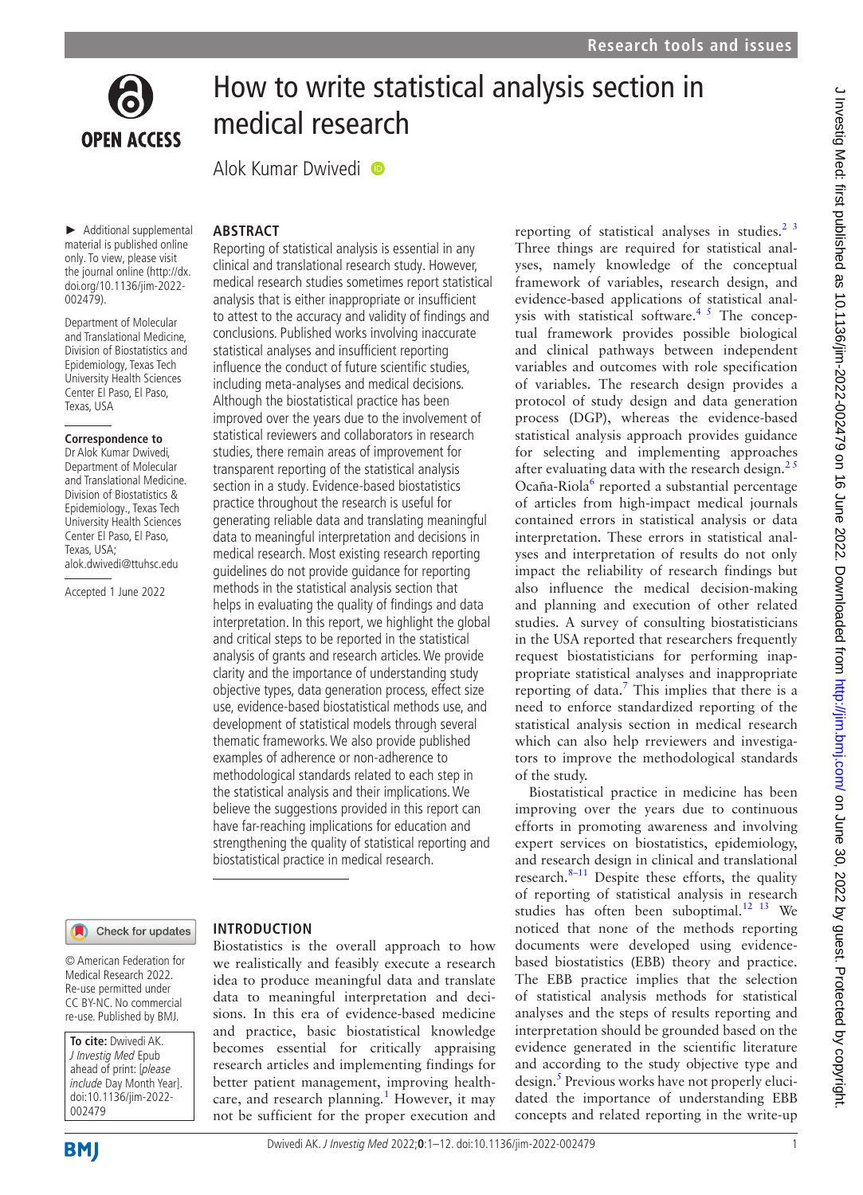# How to write statistical analysis section in medical research

Alok Kumar Dwivedi

► Additional supplemental material is published online only. To view, please visit the journal online (http://dx.doi.org/10.1136/jim-2022-002479).

Department of Molecular and Translational Medicine, Division of Biostatistics and Epidemiology, Texas Tech University Health Sciences Center El Paso, El Paso, Texas, USA

**Correspondence to**
Dr Alok Kumar Dwivedi, Department of Molecular and Translational Medicine, Division of Biostatistics & Epidemiology., Texas Tech University Health Sciences Center El Paso, El Paso, Texas, USA; alok.dwivedi@ttuhsc.edu

Accepted 1 June 2022

© American Federation for Medical Research 2022. Re-use permitted under CC BY-NC. No commercial re-use. Published by BMJ.

**To cite:** Dwivedi AK. *J Investig Med* Epub ahead of print: [*please include* Day Month Year]. doi:10.1136/jim-2022-002479

## ABSTRACT

Reporting of statistical analysis is essential in any clinical and translational research study. However, medical research studies sometimes report statistical analysis that is either inappropriate or insufficient to attest to the accuracy and validity of findings and conclusions. Published works involving inaccurate statistical analyses and insufficient reporting influence the conduct of future scientific studies, including meta-analyses and medical decisions. Although the biostatistical practice has been improved over the years due to the involvement of statistical reviewers and collaborators in research studies, there remain areas of improvement for transparent reporting of the statistical analysis section in a study. Evidence-based biostatistics practice throughout the research is useful for generating reliable data and translating meaningful data to meaningful interpretation and decisions in medical research. Most existing research reporting guidelines do not provide guidance for reporting methods in the statistical analysis section that helps in evaluating the quality of findings and data interpretation. In this report, we highlight the global and critical steps to be reported in the statistical analysis of grants and research articles. We provide clarity and the importance of understanding study objective types, data generation process, effect size use, evidence-based biostatistical methods use, and development of statistical models through several thematic frameworks. We also provide published examples of adherence or non-adherence to methodological standards related to each step in the statistical analysis and their implications. We believe the suggestions provided in this report can have far-reaching implications for education and strengthening the quality of statistical reporting and biostatistical practice in medical research.

## INTRODUCTION

Biostatistics is the overall approach to how we realistically and feasibly execute a research idea to produce meaningful data and translate data to meaningful interpretation and decisions. In this era of evidence-based medicine and practice, basic biostatistical knowledge becomes essential for critically appraising research articles and implementing findings for better patient management, improving healthcare, and research planning.[1] However, it may not be sufficient for the proper execution and reporting of statistical analyses in studies.[2,3] Three things are required for statistical analyses, namely knowledge of the conceptual framework of variables, research design, and evidence-based applications of statistical analysis with statistical software.[4,5] The conceptual framework provides possible biological and clinical pathways between independent variables and outcomes with role specification of variables. The research design provides a protocol of study design and data generation process (DGP), whereas the evidence-based statistical analysis approach provides guidance for selecting and implementing approaches after evaluating data with the research design.[2,5] Ocaña-Riola[6] reported a substantial percentage of articles from high-impact medical journals contained errors in statistical analysis or data interpretation. These errors in statistical analyses and interpretation of results do not only impact the reliability of research findings but also influence the medical decision-making and planning and execution of other related studies. A survey of consulting biostatisticians in the USA reported that researchers frequently request biostatisticians for performing inappropriate statistical analyses and inappropriate reporting of data.[7] This implies that there is a need to enforce standardized reporting of the statistical analysis section in medical research which can also help reviewers and investigators to improve the methodological standards of the study.

Biostatistical practice in medicine has been improving over the years due to continuous efforts in promoting awareness and involving expert services on biostatistics, epidemiology, and research design in clinical and translational research.[8–11] Despite these efforts, the quality of reporting of statistical analysis in research studies has often been suboptimal.[12,13] We noticed that none of the methods reporting documents were developed using evidence-based biostatistics (EBB) theory and practice. The EBB practice implies that the selection of statistical analysis methods for statistical analyses and the steps of results reporting and interpretation should be grounded based on the evidence generated in the scientific literature and according to the study objective type and design.[5] Previous works have not properly elucidated the importance of understanding EBB concepts and related reporting in the write-up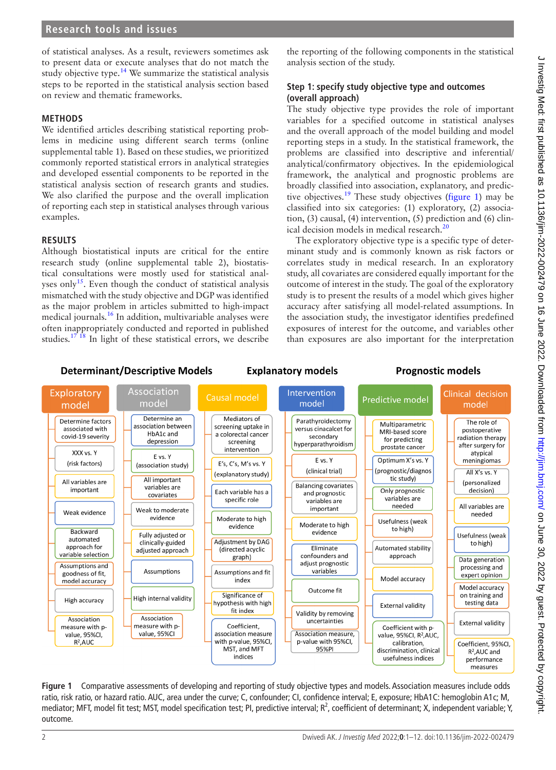of statistical analyses. As a result, reviewers sometimes ask to present data or execute analyses that do not match the study objective type.[14] We summarize the statistical analysis steps to be reported in the statistical analysis section based on review and thematic frameworks.

## METHODS

We identified articles describing statistical reporting problems in medicine using different search terms (online supplemental table 1). Based on these studies, we prioritized commonly reported statistical errors in analytical strategies and developed essential components to be reported in the statistical analysis section of research grants and studies. We also clarified the purpose and the overall implication of reporting each step in statistical analyses through various examples.

## RESULTS

Although biostatistical inputs are critical for the entire research study (online supplemental table 2), biostatistical consultations were mostly used for statistical analyses only[15]. Even though the conduct of statistical analysis mismatched with the study objective and DGP was identified as the major problem in articles submitted to high-impact medical journals.[16] In addition, multivariable analyses were often inappropriately conducted and reported in published studies.[17 18] In light of these statistical errors, we describe the reporting of the following components in the statistical analysis section of the study.

### Step 1: specify study objective type and outcomes (overall approach)

The study objective type provides the role of important variables for a specified outcome in statistical analyses and the overall approach of the model building and model reporting steps in a study. In the statistical framework, the problems are classified into descriptive and inferential/analytical/confirmatory objectives. In the epidemiological framework, the analytical and prognostic problems are broadly classified into association, explanatory, and predictive objectives.[19] These study objectives (figure 1) may be classified into six categories: (1) exploratory, (2) association, (3) causal, (4) intervention, (5) prediction and (6) clinical decision models in medical research.[20]

The exploratory objective type is a specific type of determinant study and is commonly known as risk factors or correlates study in medical research. In an exploratory study, all covariates are considered equally important for the outcome of interest in the study. The goal of the exploratory study is to present the results of a model which gives higher accuracy after satisfying all model-related assumptions. In the association study, the investigator identifies predefined exposures of interest for the outcome, and variables other than exposures are also important for the interpretation

| Determinant/Descriptive Models | | Explanatory models | | Prognostic models | |
|---|---|---|---|---|---|
| **Exploratory model** | **Association model** | **Causal model** | **Intervention model** | **Predictive model** | **Clinical decision model** |
| Determine factors associated with covid-19 severity | Determine an association between HbA1c and depression | Mediators of screening uptake in a colorectal cancer screening intervention | Parathyroidectomy versus cinacalcet for secondary hyperparathyroidism | Multiparametric MRI-based score for predicting prostate cancer | The role of postoperative radiation therapy after surgery for atypical meningiomas |
| XXX vs. Y (risk factors) | E vs. Y (association study) | E's, C's, M's vs. Y (explanatory study) | E vs. Y (clinical trial) | Optimum X's vs. Y (prognostic/diagnostic study) | All X's vs. Y (personalized decision) |
| All variables are important | All important variables are covariates | Each variable has a specific role | Balancing covariates and prognostic variables are important | Only prognostic variables are needed | All variables are needed |
| Weak evidence | Weak to moderate evidence | Moderate to high evidence | Moderate to high evidence | Usefulness (weak to high) | Usefulness (weak to high) |
| Backward automated approach for variable selection | Fully adjusted or clinically-guided adjusted approach | Adjustment by DAG (directed acyclic graph) | Eliminate confounders and adjust prognostic variables | Automated stability approach | Data generation processing and expert opinion |
| Assumptions and goodness of fit, model accuracy | Assumptions | Assumptions and fit index | Outcome fit | Model accuracy | Model accuracy on training and testing data |
| High accuracy | High internal validity | Significance of hypothesis with high fit index | Validity by removing uncertainties | External validity | External validity |
| Association measure with p-value, 95%CI, $R^2$,AUC | Association measure with p-value, 95%CI | Coefficient, association measure with p-value, 95%CI, MST, and MFT indices | Association measure, p-value with 95%CI, 95%PI | Coefficient with p-value, 95%CI, $R^2$,AUC, calibration, discrimination, clinical usefulness indices | Coefficient, 95%CI, $R^2$,AUC and performance measures |

**Figure 1** Comparative assessments of developing and reporting of study objective types and models. Association measures include odds ratio, risk ratio, or hazard ratio. AUC, area under the curve; C, confounder; CI, confidence interval; E, exposure; HbA1C: hemoglobin A1c; M, mediator; MFT, model fit test; MST, model specification test; PI, predictive interval; $R^2$, coefficient of determinant; X, independent variable; Y, outcome.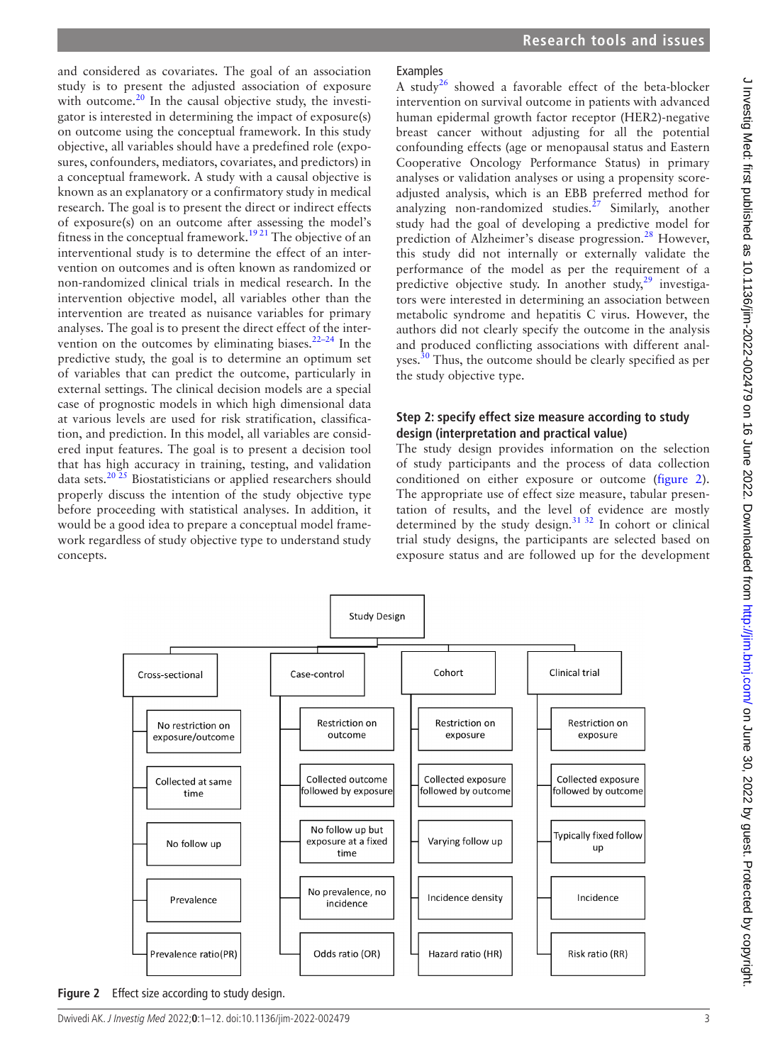and considered as covariates. The goal of an association study is to present the adjusted association of exposure with outcome.[20] In the causal objective study, the investigator is interested in determining the impact of exposure(s) on outcome using the conceptual framework. In this study objective, all variables should have a predefined role (exposures, confounders, mediators, covariates, and predictors) in a conceptual framework. A study with a causal objective is known as an explanatory or a confirmatory study in medical research. The goal is to present the direct or indirect effects of exposure(s) on an outcome after assessing the model's fitness in the conceptual framework.[19 21] The objective of an interventional study is to determine the effect of an intervention on outcomes and is often known as randomized or non-randomized clinical trials in medical research. In the intervention objective model, all variables other than the intervention are treated as nuisance variables for primary analyses. The goal is to present the direct effect of the intervention on the outcomes by eliminating biases.[22–24] In the predictive study, the goal is to determine an optimum set of variables that can predict the outcome, particularly in external settings. The clinical decision models are a special case of prognostic models in which high dimensional data at various levels are used for risk stratification, classification, and prediction. In this model, all variables are considered input features. The goal is to present a decision tool that has high accuracy in training, testing, and validation data sets.[20 25] Biostatisticians or applied researchers should properly discuss the intention of the study objective type before proceeding with statistical analyses. In addition, it would be a good idea to prepare a conceptual model framework regardless of study objective type to understand study concepts.

Examples

A study[26] showed a favorable effect of the beta-blocker intervention on survival outcome in patients with advanced human epidermal growth factor receptor (HER2)-negative breast cancer without adjusting for all the potential confounding effects (age or menopausal status and Eastern Cooperative Oncology Performance Status) in primary analyses or validation analyses or using a propensity score-adjusted analysis, which is an EBB preferred method for analyzing non-randomized studies.[27] Similarly, another study had the goal of developing a predictive model for prediction of Alzheimer's disease progression.[28] However, this study did not internally or externally validate the performance of the model as per the requirement of a predictive objective study. In another study,[29] investigators were interested in determining an association between metabolic syndrome and hepatitis C virus. However, the authors did not clearly specify the outcome in the analysis and produced conflicting associations with different analyses.[30] Thus, the outcome should be clearly specified as per the study objective type.

### Step 2: specify effect size measure according to study design (interpretation and practical value)

The study design provides information on the selection of study participants and the process of data collection conditioned on either exposure or outcome (figure 2). The appropriate use of effect size measure, tabular presentation of results, and the level of evidence are mostly determined by the study design.[31 32] In cohort or clinical trial study designs, the participants are selected based on exposure status and are followed up for the development

| Study Design | | | |
|---|---|---|---|
| Cross-sectional | Case-control | Cohort | Clinical trial |
| No restriction on exposure/outcome | Restriction on outcome | Restriction on exposure | Restriction on exposure |
| Collected at same time | Collected outcome followed by exposure | Collected exposure followed by outcome | Collected exposure followed by outcome |
| No follow up | No follow up but exposure at a fixed time | Varying follow up | Typically fixed follow up |
| Prevalence | No prevalence, no incidence | Incidence density | Incidence |
| Prevalence ratio(PR) | Odds ratio (OR) | Hazard ratio (HR) | Risk ratio (RR) |

**Figure 2** Effect size according to study design.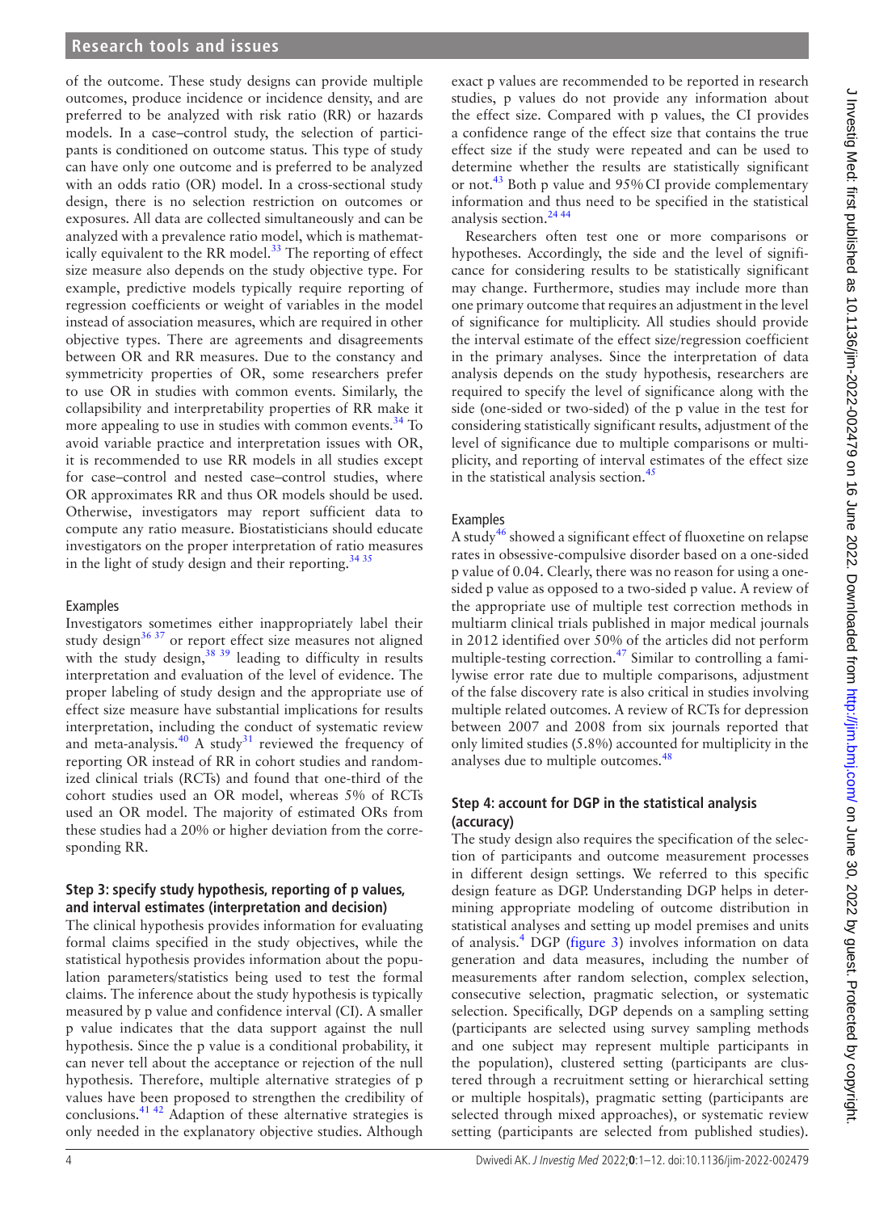of the outcome. These study designs can provide multiple outcomes, produce incidence or incidence density, and are preferred to be analyzed with risk ratio (RR) or hazards models. In a case–control study, the selection of participants is conditioned on outcome status. This type of study can have only one outcome and is preferred to be analyzed with an odds ratio (OR) model. In a cross-sectional study design, there is no selection restriction on outcomes or exposures. All data are collected simultaneously and can be analyzed with a prevalence ratio model, which is mathematically equivalent to the RR model.[33] The reporting of effect size measure also depends on the study objective type. For example, predictive models typically require reporting of regression coefficients or weight of variables in the model instead of association measures, which are required in other objective types. There are agreements and disagreements between OR and RR measures. Due to the constancy and symmetricity properties of OR, some researchers prefer to use OR in studies with common events. Similarly, the collapsibility and interpretability properties of RR make it more appealing to use in studies with common events.[34] To avoid variable practice and interpretation issues with OR, it is recommended to use RR models in all studies except for case–control and nested case–control studies, where OR approximates RR and thus OR models should be used. Otherwise, investigators may report sufficient data to compute any ratio measure. Biostatisticians should educate investigators on the proper interpretation of ratio measures in the light of study design and their reporting.[34 35]

### Examples

Investigators sometimes either inappropriately label their study design[36 37] or report effect size measures not aligned with the study design,[38 39] leading to difficulty in results interpretation and evaluation of the level of evidence. The proper labeling of study design and the appropriate use of effect size measure have substantial implications for results interpretation, including the conduct of systematic review and meta-analysis.[40] A study[31] reviewed the frequency of reporting OR instead of RR in cohort studies and randomized clinical trials (RCTs) and found that one-third of the cohort studies used an OR model, whereas 5% of RCTs used an OR model. The majority of estimated ORs from these studies had a 20% or higher deviation from the corresponding RR.

## Step 3: specify study hypothesis, reporting of p values, and interval estimates (interpretation and decision)

The clinical hypothesis provides information for evaluating formal claims specified in the study objectives, while the statistical hypothesis provides information about the population parameters/statistics being used to test the formal claims. The inference about the study hypothesis is typically measured by p value and confidence interval (CI). A smaller p value indicates that the data support against the null hypothesis. Since the p value is a conditional probability, it can never tell about the acceptance or rejection of the null hypothesis. Therefore, multiple alternative strategies of p values have been proposed to strengthen the credibility of conclusions.[41 42] Adaption of these alternative strategies is only needed in the explanatory objective studies. Although exact p values are recommended to be reported in research studies, p values do not provide any information about the effect size. Compared with p values, the CI provides a confidence range of the effect size that contains the true effect size if the study were repeated and can be used to determine whether the results are statistically significant or not.[43] Both p value and 95% CI provide complementary information and thus need to be specified in the statistical analysis section.[24 44]

Researchers often test one or more comparisons or hypotheses. Accordingly, the side and the level of significance for considering results to be statistically significant may change. Furthermore, studies may include more than one primary outcome that requires an adjustment in the level of significance for multiplicity. All studies should provide the interval estimate of the effect size/regression coefficient in the primary analyses. Since the interpretation of data analysis depends on the study hypothesis, researchers are required to specify the level of significance along with the side (one-sided or two-sided) of the p value in the test for considering statistically significant results, adjustment of the level of significance due to multiple comparisons or multiplicity, and reporting of interval estimates of the effect size in the statistical analysis section.[45]

### Examples

A study[46] showed a significant effect of fluoxetine on relapse rates in obsessive-compulsive disorder based on a one-sided p value of 0.04. Clearly, there was no reason for using a one-sided p value as opposed to a two-sided p value. A review of the appropriate use of multiple test correction methods in multiarm clinical trials published in major medical journals in 2012 identified over 50% of the articles did not perform multiple-testing correction.[47] Similar to controlling a familywise error rate due to multiple comparisons, adjustment of the false discovery rate is also critical in studies involving multiple related outcomes. A review of RCTs for depression between 2007 and 2008 from six journals reported that only limited studies (5.8%) accounted for multiplicity in the analyses due to multiple outcomes.[48]

## Step 4: account for DGP in the statistical analysis (accuracy)

The study design also requires the specification of the selection of participants and outcome measurement processes in different design settings. We referred to this specific design feature as DGP. Understanding DGP helps in determining appropriate modeling of outcome distribution in statistical analyses and setting up model premises and units of analysis.[4] DGP (figure 3) involves information on data generation and data measures, including the number of measurements after random selection, complex selection, consecutive selection, pragmatic selection, or systematic selection. Specifically, DGP depends on a sampling setting (participants are selected using survey sampling methods and one subject may represent multiple participants in the population), clustered setting (participants are clustered through a recruitment setting or hierarchical setting or multiple hospitals), pragmatic setting (participants are selected through mixed approaches), or systematic review setting (participants are selected from published studies).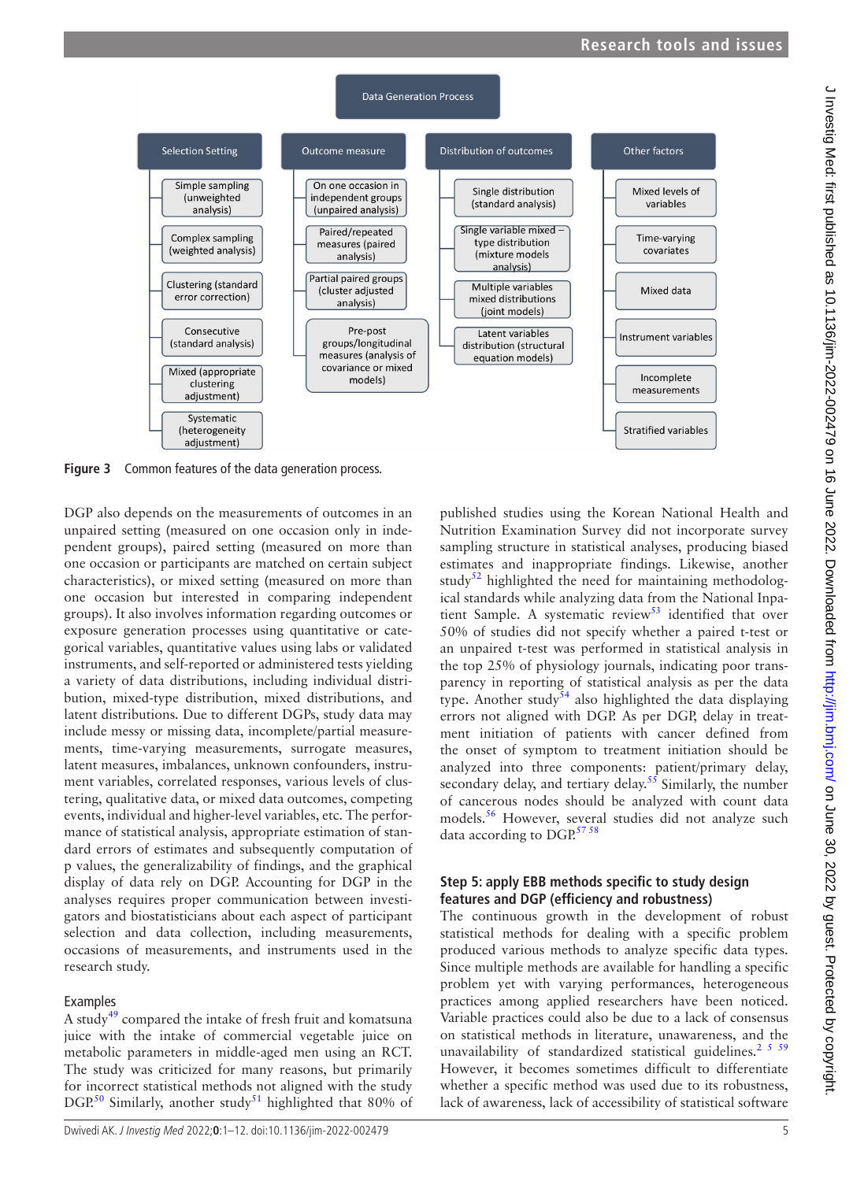Data Generation Process

Selection Setting
- Simple sampling (unweighted analysis)
- Complex sampling (weighted analysis)
- Clustering (standard error correction)
- Consecutive (standard analysis)
- Mixed (appropriate clustering adjustment)
- Systematic (heterogeneity adjustment)

Outcome measure
- On one occasion in independent groups (unpaired analysis)
- Paired/repeated measures (paired analysis)
- Partial paired groups (cluster adjusted analysis)
- Pre-post groups/longitudinal measures (analysis of covariance or mixed models)

Distribution of outcomes
- Single distribution (standard analysis)
- Single variable mixed – type distribution (mixture models analysis)
- Multiple variables mixed distributions (joint models)
- Latent variables distribution (structural equation models)

Other factors
- Mixed levels of variables
- Time-varying covariates
- Mixed data
- Instrument variables
- Incomplete measurements
- Stratified variables

**Figure 3** Common features of the data generation process.

DGP also depends on the measurements of outcomes in an unpaired setting (measured on one occasion only in independent groups), paired setting (measured on more than one occasion or participants are matched on certain subject characteristics), or mixed setting (measured on more than one occasion but interested in comparing independent groups). It also involves information regarding outcomes or exposure generation processes using quantitative or categorical variables, quantitative values using labs or validated instruments, and self-reported or administered tests yielding a variety of data distributions, including individual distribution, mixed-type distribution, mixed distributions, and latent distributions. Due to different DGPs, study data may include messy or missing data, incomplete/partial measurements, time-varying measurements, surrogate measures, latent measures, imbalances, unknown confounders, instrument variables, correlated responses, various levels of clustering, qualitative data, or mixed data outcomes, competing events, individual and higher-level variables, etc. The performance of statistical analysis, appropriate estimation of standard errors of estimates and subsequently computation of p values, the generalizability of findings, and the graphical display of data rely on DGP. Accounting for DGP in the analyses requires proper communication between investigators and biostatisticians about each aspect of participant selection and data collection, including measurements, occasions of measurements, and instruments used in the research study.

### Examples

A study[49] compared the intake of fresh fruit and komatsuna juice with the intake of commercial vegetable juice on metabolic parameters in middle-aged men using an RCT. The study was criticized for many reasons, but primarily for incorrect statistical methods not aligned with the study DGP.[50] Similarly, another study[51] highlighted that 80% of published studies using the Korean National Health and Nutrition Examination Survey did not incorporate survey sampling structure in statistical analyses, producing biased estimates and inappropriate findings. Likewise, another study[52] highlighted the need for maintaining methodological standards while analyzing data from the National Inpatient Sample. A systematic review[53] identified that over 50% of studies did not specify whether a paired t-test or an unpaired t-test was performed in statistical analysis in the top 25% of physiology journals, indicating poor transparency in reporting of statistical analysis as per the data type. Another study[54] also highlighted the data displaying errors not aligned with DGP. As per DGP, delay in treatment initiation of patients with cancer defined from the onset of symptom to treatment initiation should be analyzed into three components: patient/primary delay, secondary delay, and tertiary delay.[55] Similarly, the number of cancerous nodes should be analyzed with count data models.[56] However, several studies did not analyze such data according to DGP.[57,58]

## Step 5: apply EBB methods specific to study design features and DGP (efficiency and robustness)

The continuous growth in the development of robust statistical methods for dealing with a specific problem produced various methods to analyze specific data types. Since multiple methods are available for handling a specific problem yet with varying performances, heterogeneous practices among applied researchers have been noticed. Variable practices could also be due to a lack of consensus on statistical methods in literature, unawareness, and the unavailability of standardized statistical guidelines.[2,5,59] However, it becomes sometimes difficult to differentiate whether a specific method was used due to its robustness, lack of awareness, lack of accessibility of statistical software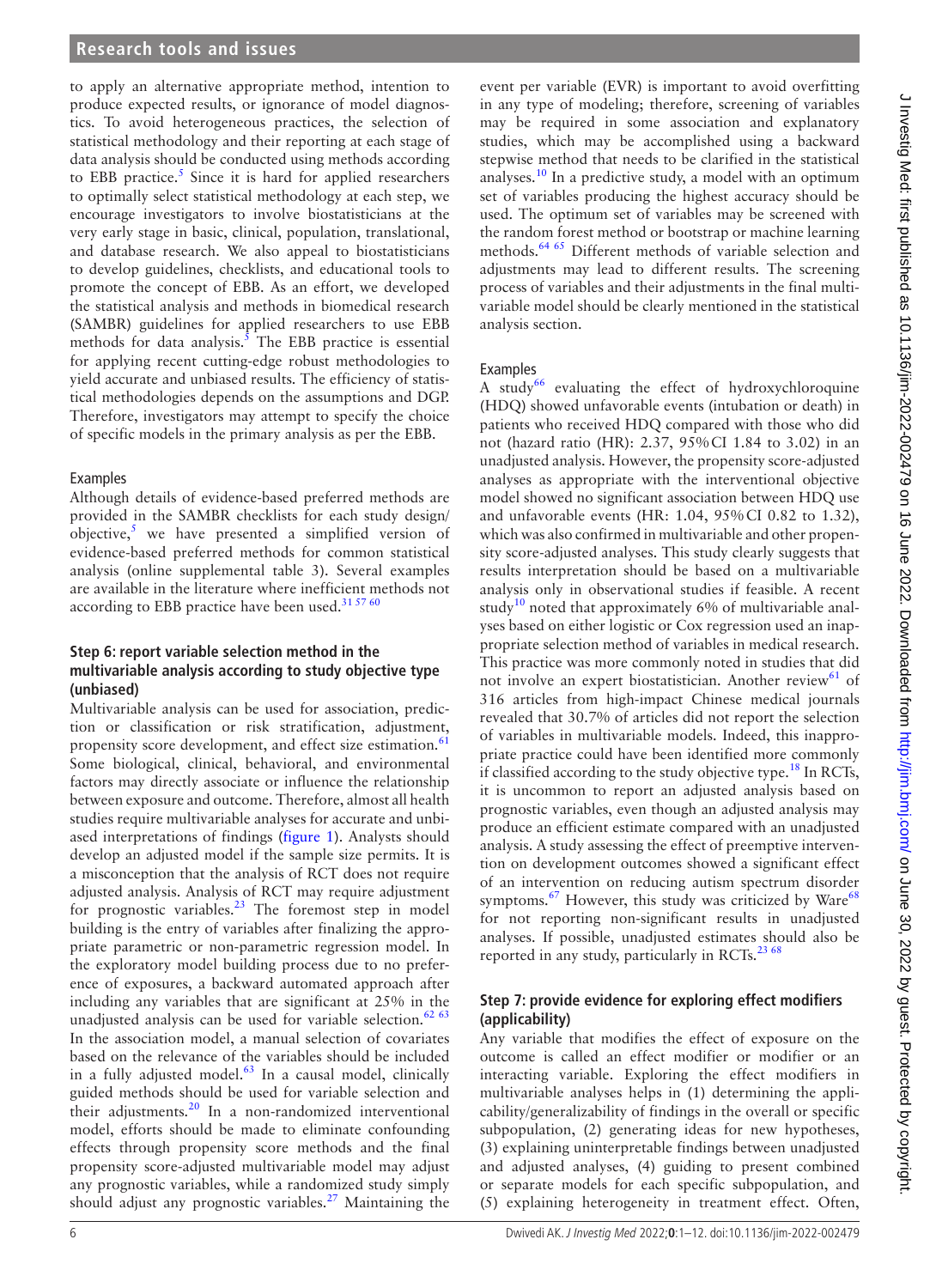to apply an alternative appropriate method, intention to produce expected results, or ignorance of model diagnostics. To avoid heterogeneous practices, the selection of statistical methodology and their reporting at each stage of data analysis should be conducted using methods according to EBB practice.[5] Since it is hard for applied researchers to optimally select statistical methodology at each step, we encourage investigators to involve biostatisticians at the very early stage in basic, clinical, population, translational, and database research. We also appeal to biostatisticians to develop guidelines, checklists, and educational tools to promote the concept of EBB. As an effort, we developed the statistical analysis and methods in biomedical research (SAMBR) guidelines for applied researchers to use EBB methods for data analysis.[5] The EBB practice is essential for applying recent cutting-edge robust methodologies to yield accurate and unbiased results. The efficiency of statistical methodologies depends on the assumptions and DGP. Therefore, investigators may attempt to specify the choice of specific models in the primary analysis as per the EBB.

### Examples

Although details of evidence-based preferred methods are provided in the SAMBR checklists for each study design/objective,[5] we have presented a simplified version of evidence-based preferred methods for common statistical analysis (online supplemental table 3). Several examples are available in the literature where inefficient methods not according to EBB practice have been used.[31 57 60]

## Step 6: report variable selection method in the multivariable analysis according to study objective type (unbiased)

Multivariable analysis can be used for association, prediction or classification or risk stratification, adjustment, propensity score development, and effect size estimation.[61] Some biological, clinical, behavioral, and environmental factors may directly associate or influence the relationship between exposure and outcome. Therefore, almost all health studies require multivariable analyses for accurate and unbiased interpretations of findings (figure 1). Analysts should develop an adjusted model if the sample size permits. It is a misconception that the analysis of RCT does not require adjusted analysis. Analysis of RCT may require adjustment for prognostic variables.[23] The foremost step in model building is the entry of variables after finalizing the appropriate parametric or non-parametric regression model. In the exploratory model building process due to no preference of exposures, a backward automated approach after including any variables that are significant at 25% in the unadjusted analysis can be used for variable selection.[62 63] In the association model, a manual selection of covariates based on the relevance of the variables should be included in a fully adjusted model.[63] In a causal model, clinically guided methods should be used for variable selection and their adjustments.[20] In a non-randomized interventional model, efforts should be made to eliminate confounding effects through propensity score methods and the final propensity score-adjusted multivariable model may adjust any prognostic variables, while a randomized study simply should adjust any prognostic variables.[27] Maintaining the event per variable (EVR) is important to avoid overfitting in any type of modeling; therefore, screening of variables may be required in some association and explanatory studies, which may be accomplished using a backward stepwise method that needs to be clarified in the statistical analyses.[10] In a predictive study, a model with an optimum set of variables producing the highest accuracy should be used. The optimum set of variables may be screened with the random forest method or bootstrap or machine learning methods.[64 65] Different methods of variable selection and adjustments may lead to different results. The screening process of variables and their adjustments in the final multivariable model should be clearly mentioned in the statistical analysis section.

### Examples

A study[66] evaluating the effect of hydroxychloroquine (HDQ) showed unfavorable events (intubation or death) in patients who received HDQ compared with those who did not (hazard ratio (HR): 2.37, 95% CI 1.84 to 3.02) in an unadjusted analysis. However, the propensity score-adjusted analyses as appropriate with the interventional objective model showed no significant association between HDQ use and unfavorable events (HR: 1.04, 95% CI 0.82 to 1.32), which was also confirmed in multivariable and other propensity score-adjusted analyses. This study clearly suggests that results interpretation should be based on a multivariable analysis only in observational studies if feasible. A recent study[10] noted that approximately 6% of multivariable analyses based on either logistic or Cox regression used an inappropriate selection method of variables in medical research. This practice was more commonly noted in studies that did not involve an expert biostatistician. Another review[61] of 316 articles from high-impact Chinese medical journals revealed that 30.7% of articles did not report the selection of variables in multivariable models. Indeed, this inappropriate practice could have been identified more commonly if classified according to the study objective type.[18] In RCTs, it is uncommon to report an adjusted analysis based on prognostic variables, even though an adjusted analysis may produce an efficient estimate compared with an unadjusted analysis. A study assessing the effect of preemptive intervention on development outcomes showed a significant effect of an intervention on reducing autism spectrum disorder symptoms.[67] However, this study was criticized by Ware[68] for not reporting non-significant results in unadjusted analyses. If possible, unadjusted estimates should also be reported in any study, particularly in RCTs.[23 68]

## Step 7: provide evidence for exploring effect modifiers (applicability)

Any variable that modifies the effect of exposure on the outcome is called an effect modifier or modifier or an interacting variable. Exploring the effect modifiers in multivariable analyses helps in (1) determining the applicability/generalizability of findings in the overall or specific subpopulation, (2) generating ideas for new hypotheses, (3) explaining uninterpretable findings between unadjusted and adjusted analyses, (4) guiding to present combined or separate models for each specific subpopulation, and (5) explaining heterogeneity in treatment effect. Often,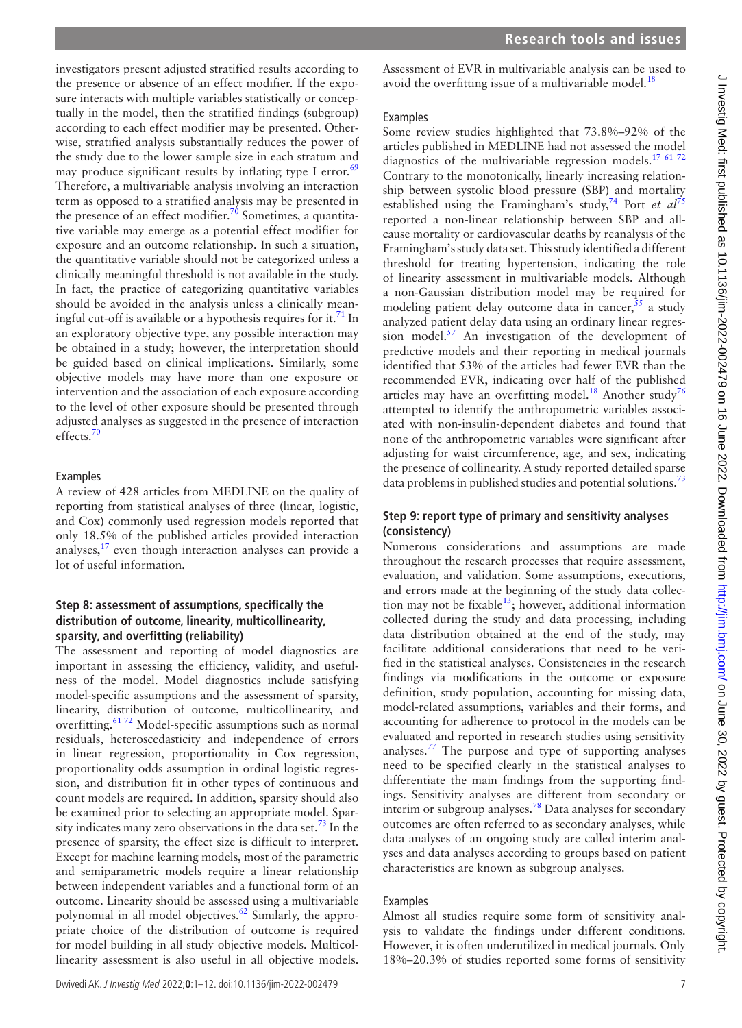investigators present adjusted stratified results according to the presence or absence of an effect modifier. If the exposure interacts with multiple variables statistically or conceptually in the model, then the stratified findings (subgroup) according to each effect modifier may be presented. Otherwise, stratified analysis substantially reduces the power of the study due to the lower sample size in each stratum and may produce significant results by inflating type I error.[69] Therefore, a multivariable analysis involving an interaction term as opposed to a stratified analysis may be presented in the presence of an effect modifier.[70] Sometimes, a quantitative variable may emerge as a potential effect modifier for exposure and an outcome relationship. In such a situation, the quantitative variable should not be categorized unless a clinically meaningful threshold is not available in the study. In fact, the practice of categorizing quantitative variables should be avoided in the analysis unless a clinically meaningful cut-off is available or a hypothesis requires for it.[71] In an exploratory objective type, any possible interaction may be obtained in a study; however, the interpretation should be guided based on clinical implications. Similarly, some objective models may have more than one exposure or intervention and the association of each exposure according to the level of other exposure should be presented through adjusted analyses as suggested in the presence of interaction effects.[70]

### Examples

A review of 428 articles from MEDLINE on the quality of reporting from statistical analyses of three (linear, logistic, and Cox) commonly used regression models reported that only 18.5% of the published articles provided interaction analyses,[17] even though interaction analyses can provide a lot of useful information.

## Step 8: assessment of assumptions, specifically the distribution of outcome, linearity, multicollinearity, sparsity, and overfitting (reliability)

The assessment and reporting of model diagnostics are important in assessing the efficiency, validity, and usefulness of the model. Model diagnostics include satisfying model-specific assumptions and the assessment of sparsity, linearity, distribution of outcome, multicollinearity, and overfitting.[61 72] Model-specific assumptions such as normal residuals, heteroscedasticity and independence of errors in linear regression, proportionality in Cox regression, proportionality odds assumption in ordinal logistic regression, and distribution fit in other types of continuous and count models are required. In addition, sparsity should also be examined prior to selecting an appropriate model. Sparsity indicates many zero observations in the data set.[73] In the presence of sparsity, the effect size is difficult to interpret. Except for machine learning models, most of the parametric and semiparametric models require a linear relationship between independent variables and a functional form of an outcome. Linearity should be assessed using a multivariable polynomial in all model objectives.[62] Similarly, the appropriate choice of the distribution of outcome is required for model building in all study objective models. Multicollinearity assessment is also useful in all objective models. Assessment of EVR in multivariable analysis can be used to avoid the overfitting issue of a multivariable model.[18]

### Examples

Some review studies highlighted that 73.8%–92% of the articles published in MEDLINE had not assessed the model diagnostics of the multivariable regression models.[17 61 72] Contrary to the monotonically, linearly increasing relationship between systolic blood pressure (SBP) and mortality established using the Framingham's study,[74] Port *et al*[75] reported a non-linear relationship between SBP and all-cause mortality or cardiovascular deaths by reanalysis of the Framingham's study data set. This study identified a different threshold for treating hypertension, indicating the role of linearity assessment in multivariable models. Although a non-Gaussian distribution model may be required for modeling patient delay outcome data in cancer,[55] a study analyzed patient delay data using an ordinary linear regression model.[57] An investigation of the development of predictive models and their reporting in medical journals identified that 53% of the articles had fewer EVR than the recommended EVR, indicating over half of the published articles may have an overfitting model.[18] Another study[76] attempted to identify the anthropometric variables associated with non-insulin-dependent diabetes and found that none of the anthropometric variables were significant after adjusting for waist circumference, age, and sex, indicating the presence of collinearity. A study reported detailed sparse data problems in published studies and potential solutions.[73]

## Step 9: report type of primary and sensitivity analyses (consistency)

Numerous considerations and assumptions are made throughout the research processes that require assessment, evaluation, and validation. Some assumptions, executions, and errors made at the beginning of the study data collection may not be fixable[13]; however, additional information collected during the study and data processing, including data distribution obtained at the end of the study, may facilitate additional considerations that need to be verified in the statistical analyses. Consistencies in the research findings via modifications in the outcome or exposure definition, study population, accounting for missing data, model-related assumptions, variables and their forms, and accounting for adherence to protocol in the models can be evaluated and reported in research studies using sensitivity analyses.[77] The purpose and type of supporting analyses need to be specified clearly in the statistical analyses to differentiate the main findings from the supporting findings. Sensitivity analyses are different from secondary or interim or subgroup analyses.[78] Data analyses for secondary outcomes are often referred to as secondary analyses, while data analyses of an ongoing study are called interim analyses and data analyses according to groups based on patient characteristics are known as subgroup analyses.

### Examples

Almost all studies require some form of sensitivity analysis to validate the findings under different conditions. However, it is often underutilized in medical journals. Only 18%–20.3% of studies reported some forms of sensitivity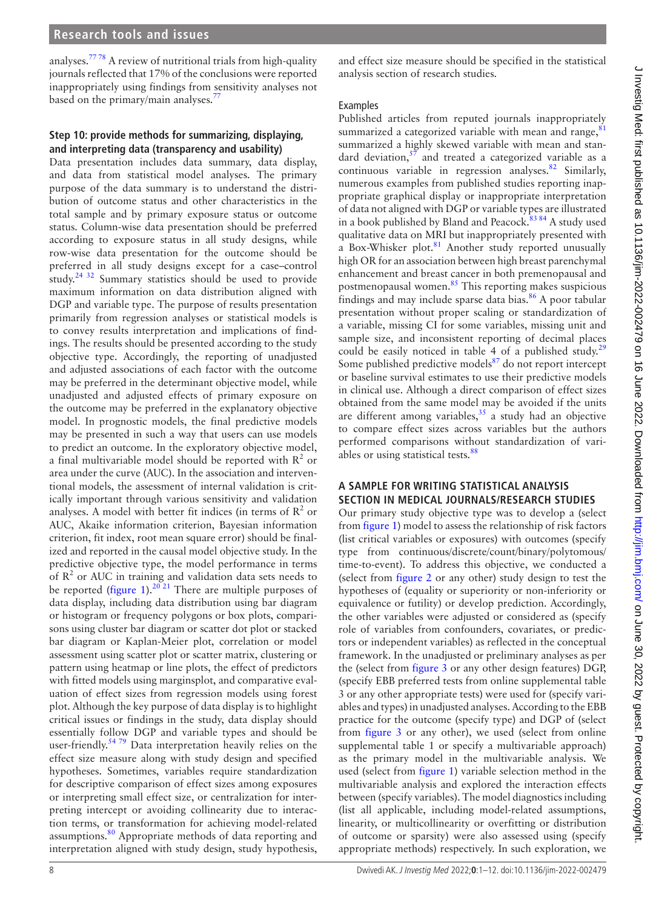analyses.[77 78] A review of nutritional trials from high-quality journals reflected that 17% of the conclusions were reported inappropriately using findings from sensitivity analyses not based on the primary/main analyses.[77]

### Step 10: provide methods for summarizing, displaying, and interpreting data (transparency and usability)

Data presentation includes data summary, data display, and data from statistical model analyses. The primary purpose of the data summary is to understand the distribution of outcome status and other characteristics in the total sample and by primary exposure status or outcome status. Column-wise data presentation should be preferred according to exposure status in all study designs, while row-wise data presentation for the outcome should be preferred in all study designs except for a case–control study.[24 32] Summary statistics should be used to provide maximum information on data distribution aligned with DGP and variable type. The purpose of results presentation primarily from regression analyses or statistical models is to convey results interpretation and implications of findings. The results should be presented according to the study objective type. Accordingly, the reporting of unadjusted and adjusted associations of each factor with the outcome may be preferred in the determinant objective model, while unadjusted and adjusted effects of primary exposure on the outcome may be preferred in the explanatory objective model. In prognostic models, the final predictive models may be presented in such a way that users can use models to predict an outcome. In the exploratory objective model, a final multivariable model should be reported with $R^2$ or area under the curve (AUC). In the association and interventional models, the assessment of internal validation is critically important through various sensitivity and validation analyses. A model with better fit indices (in terms of $R^2$ or AUC, Akaike information criterion, Bayesian information criterion, fit index, root mean square error) should be finalized and reported in the causal model objective study. In the predictive objective type, the model performance in terms of $R^2$ or AUC in training and validation data sets needs to be reported (figure 1).[20 21] There are multiple purposes of data display, including data distribution using bar diagram or histogram or frequency polygons or box plots, comparisons using cluster bar diagram or scatter dot plot or stacked bar diagram or Kaplan-Meier plot, correlation or model assessment using scatter plot or scatter matrix, clustering or pattern using heatmap or line plots, the effect of predictors with fitted models using marginsplot, and comparative evaluation of effect sizes from regression models using forest plot. Although the key purpose of data display is to highlight critical issues or findings in the study, data display should essentially follow DGP and variable types and should be user-friendly.[54 79] Data interpretation heavily relies on the effect size measure along with study design and specified hypotheses. Sometimes, variables require standardization for descriptive comparison of effect sizes among exposures or interpreting small effect size, or centralization for interpreting intercept or avoiding collinearity due to interaction terms, or transformation for achieving model-related assumptions.[80] Appropriate methods of data reporting and interpretation aligned with study design, study hypothesis, and effect size measure should be specified in the statistical analysis section of research studies.

#### Examples

Published articles from reputed journals inappropriately summarized a categorized variable with mean and range,[81] summarized a highly skewed variable with mean and standard deviation,[57] and treated a categorized variable as a continuous variable in regression analyses.[82] Similarly, numerous examples from published studies reporting inappropriate graphical display or inappropriate interpretation of data not aligned with DGP or variable types are illustrated in a book published by Bland and Peacock.[83 84] A study used qualitative data on MRI but inappropriately presented with a Box-Whisker plot.[81] Another study reported unusually high OR for an association between high breast parenchymal enhancement and breast cancer in both premenopausal and postmenopausal women.[85] This reporting makes suspicious findings and may include sparse data bias.[86] A poor tabular presentation without proper scaling or standardization of a variable, missing CI for some variables, missing unit and sample size, and inconsistent reporting of decimal places could be easily noticed in table 4 of a published study.[29] Some published predictive models[87] do not report intercept or baseline survival estimates to use their predictive models in clinical use. Although a direct comparison of effect sizes obtained from the same model may be avoided if the units are different among variables,[35] a study had an objective to compare effect sizes across variables but the authors performed comparisons without standardization of variables or using statistical tests.[88]

## A SAMPLE FOR WRITING STATISTICAL ANALYSIS SECTION IN MEDICAL JOURNALS/RESEARCH STUDIES

Our primary study objective type was to develop a (select from figure 1) model to assess the relationship of risk factors (list critical variables or exposures) with outcomes (specify type from continuous/discrete/count/binary/polytomous/time-to-event). To address this objective, we conducted a (select from figure 2 or any other) study design to test the hypotheses of (equality or superiority or non-inferiority or equivalence or futility) or develop prediction. Accordingly, the other variables were adjusted or considered as (specify role of variables from confounders, covariates, or predictors or independent variables) as reflected in the conceptual framework. In the unadjusted or preliminary analyses as per the (select from figure 3 or any other design features) DGP, (specify EBB preferred tests from online supplemental table 3 or any other appropriate tests) were used for (specify variables and types) in unadjusted analyses. According to the EBB practice for the outcome (specify type) and DGP of (select from figure 3 or any other), we used (select from online supplemental table 1 or specify a multivariable approach) as the primary model in the multivariable analysis. We used (select from figure 1) variable selection method in the multivariable analysis and explored the interaction effects between (specify variables). The model diagnostics including (list all applicable, including model-related assumptions, linearity, or multicollinearity or overfitting or distribution of outcome or sparsity) were also assessed using (specify appropriate methods) respectively. In such exploration, we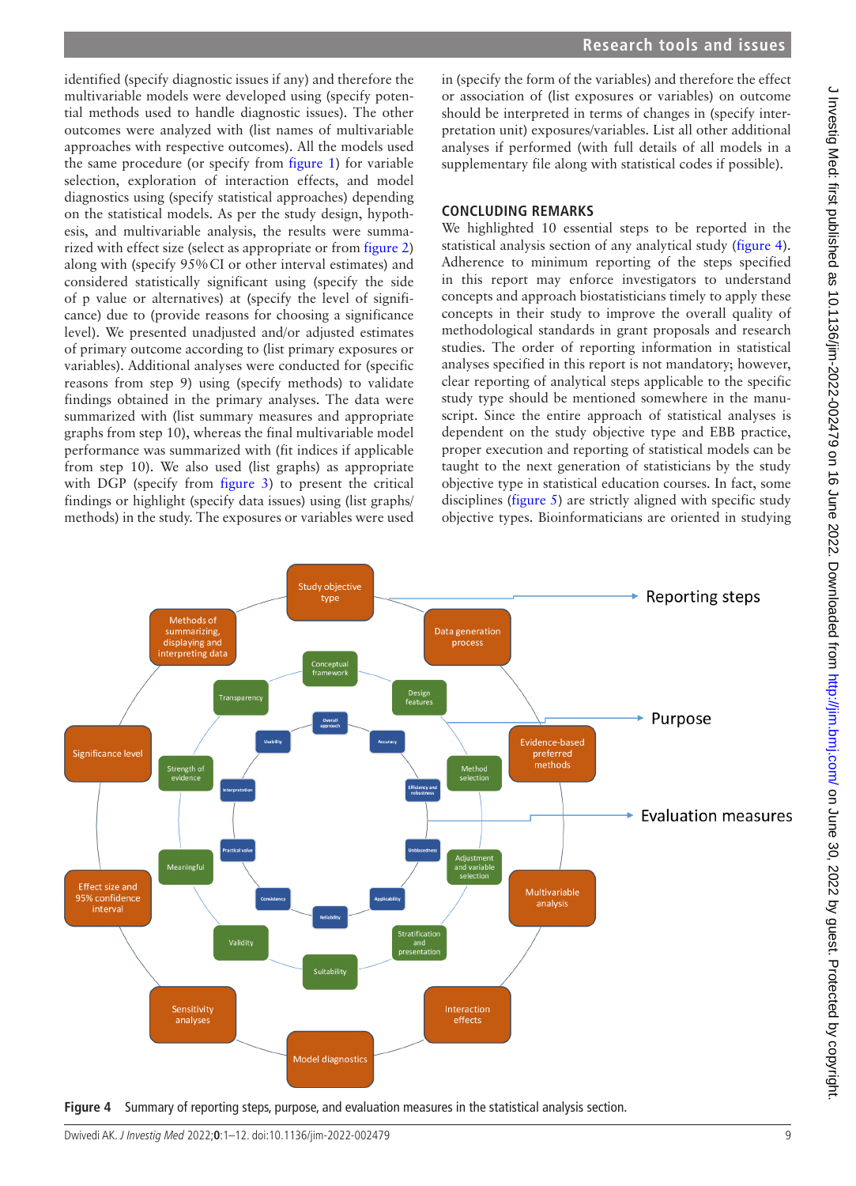identified (specify diagnostic issues if any) and therefore the multivariable models were developed using (specify potential methods used to handle diagnostic issues). The other outcomes were analyzed with (list names of multivariable approaches with respective outcomes). All the models used the same procedure (or specify from figure 1) for variable selection, exploration of interaction effects, and model diagnostics using (specify statistical approaches) depending on the statistical models. As per the study design, hypothesis, and multivariable analysis, the results were summarized with effect size (select as appropriate or from figure 2) along with (specify 95% CI or other interval estimates) and considered statistically significant using (specify the side of p value or alternatives) at (specify the level of significance) due to (provide reasons for choosing a significance level). We presented unadjusted and/or adjusted estimates of primary outcome according to (list primary exposures or variables). Additional analyses were conducted for (specific reasons from step 9) using (specify methods) to validate findings obtained in the primary analyses. The data were summarized with (list summary measures and appropriate graphs from step 10), whereas the final multivariable model performance was summarized with (fit indices if applicable from step 10). We also used (list graphs) as appropriate with DGP (specify from figure 3) to present the critical findings or highlight (specify data issues) using (list graphs/methods) in the study. The exposures or variables were used in (specify the form of the variables) and therefore the effect or association of (list exposures or variables) on outcome should be interpreted in terms of changes in (specify interpretation unit) exposures/variables. List all other additional analyses if performed (with full details of all models in a supplementary file along with statistical codes if possible).

## CONCLUDING REMARKS

We highlighted 10 essential steps to be reported in the statistical analysis section of any analytical study (figure 4). Adherence to minimum reporting of the steps specified in this report may enforce investigators to understand concepts and approach biostatisticians timely to apply these concepts in their study to improve the overall quality of methodological standards in grant proposals and research studies. The order of reporting information in statistical analyses specified in this report is not mandatory; however, clear reporting of analytical steps applicable to the specific study type should be mentioned somewhere in the manuscript. Since the entire approach of statistical analyses is dependent on the study objective type and EBB practice, proper execution and reporting of statistical models can be taught to the next generation of statisticians by the study objective type in statistical education courses. In fact, some disciplines (figure 5) are strictly aligned with specific study objective types. Bioinformaticians are oriented in studying

**Figure 4** Summary of reporting steps, purpose, and evaluation measures in the statistical analysis section.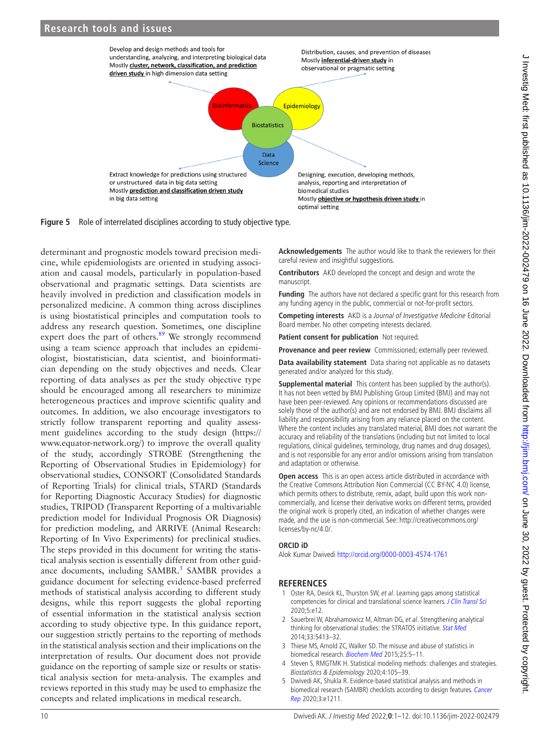Develop and design methods and tools for understanding, analyzing, and interpreting biological data
Mostly cluster, network, classification, and prediction driven study in high dimension data setting

Distribution, causes, and prevention of diseases
Mostly inferential-driven study in observational or pragmatic setting

Bioinformatics

Epidemiology

Biostatistics

Data Science

Extract knowledge for predictions using structured or unstructured data in big data setting
Mostly prediction and classification driven study in big data setting

Designing, execution, developing methods, analysis, reporting and interpretation of biomedical studies
Mostly objective or hypothesis driven study in optimal setting

**Figure 5** Role of interrelated disciplines according to study objective type.

determinant and prognostic models toward precision medicine, while epidemiologists are oriented in studying association and causal models, particularly in population-based observational and pragmatic settings. Data scientists are heavily involved in prediction and classification models in personalized medicine. A common thing across disciplines is using biostatistical principles and computation tools to address any research question. Sometimes, one discipline expert does the part of others.[89] We strongly recommend using a team science approach that includes an epidemiologist, biostatistician, data scientist, and bioinformatician depending on the study objectives and needs. Clear reporting of data analyses as per the study objective type should be encouraged among all researchers to minimize heterogeneous practices and improve scientific quality and outcomes. In addition, we also encourage investigators to strictly follow transparent reporting and quality assessment guidelines according to the study design (https://www.equator-network.org/) to improve the overall quality of the study, accordingly STROBE (Strengthening the Reporting of Observational Studies in Epidemiology) for observational studies, CONSORT (Consolidated Standards of Reporting Trials) for clinical trials, STARD (Standards for Reporting Diagnostic Accuracy Studies) for diagnostic studies, TRIPOD (Transparent Reporting of a multivariable prediction model for Individual Prognosis OR Diagnosis) for prediction modeling, and ARRIVE (Animal Research: Reporting of In Vivo Experiments) for preclinical studies. The steps provided in this document for writing the statistical analysis section is essentially different from other guidance documents, including SAMBR.[5] SAMBR provides a guidance document for selecting evidence-based preferred methods of statistical analysis according to different study designs, while this report suggests the global reporting of essential information in the statistical analysis section according to study objective type. In this guidance report, our suggestion strictly pertains to the reporting of methods in the statistical analysis section and their implications on the interpretation of results. Our document does not provide guidance on the reporting of sample size or results or statistical analysis section for meta-analysis. The examples and reviews reported in this study may be used to emphasize the concepts and related implications in medical research.

**Acknowledgements** The author would like to thank the reviewers for their careful review and insightful suggestions.

**Contributors** AKD developed the concept and design and wrote the manuscript.

**Funding** The authors have not declared a specific grant for this research from any funding agency in the public, commercial or not-for-profit sectors.

**Competing interests** AKD is a *Journal of Investigative Medicine* Editorial Board member. No other competing interests declared.

**Patient consent for publication** Not required.

**Provenance and peer review** Commissioned; externally peer reviewed.

**Data availability statement** Data sharing not applicable as no datasets generated and/or analyzed for this study.

**Supplemental material** This content has been supplied by the author(s). It has not been vetted by BMJ Publishing Group Limited (BMJ) and may not have been peer-reviewed. Any opinions or recommendations discussed are solely those of the author(s) and are not endorsed by BMJ. BMJ disclaims all liability and responsibility arising from any reliance placed on the content. Where the content includes any translated material, BMJ does not warrant the accuracy and reliability of the translations (including but not limited to local regulations, clinical guidelines, terminology, drug names and drug dosages), and is not responsible for any error and/or omissions arising from translation and adaptation or otherwise.

**Open access** This is an open access article distributed in accordance with the Creative Commons Attribution Non Commercial (CC BY-NC 4.0) license, which permits others to distribute, remix, adapt, build upon this work non-commercially, and license their derivative works on different terms, provided the original work is properly cited, an indication of whether changes were made, and the use is non-commercial. See: http://creativecommons.org/licenses/by-nc/4.0/.

**ORCID iD**

Alok Kumar Dwivedi http://orcid.org/0000-0003-4574-1761

## REFERENCES

1. Oster RA, Devick KL, Thurston SW, *et al*. Learning gaps among statistical competencies for clinical and translational science learners. *J Clin Transl Sci* 2020;5:e12.
2. Sauerbrei W, Abrahamowicz M, Altman DG, *et al*. Strengthening analytical thinking for observational studies: the STRATOS initiative. *Stat Med* 2014;33:5413–32.
3. Thiese MS, Arnold ZC, Walker SD. The misuse and abuse of statistics in biomedical research. *Biochem Med* 2015;25:5–11.
4. Steven S, RMGTMK H. Statistical modeling methods: challenges and strategies. *Biostatistics & Epidemiology* 2020;4:105–39.
5. Dwivedi AK, Shukla R. Evidence-based statistical analysis and methods in biomedical research (SAMBR) checklists according to design features. *Cancer Rep* 2020;3:e1211.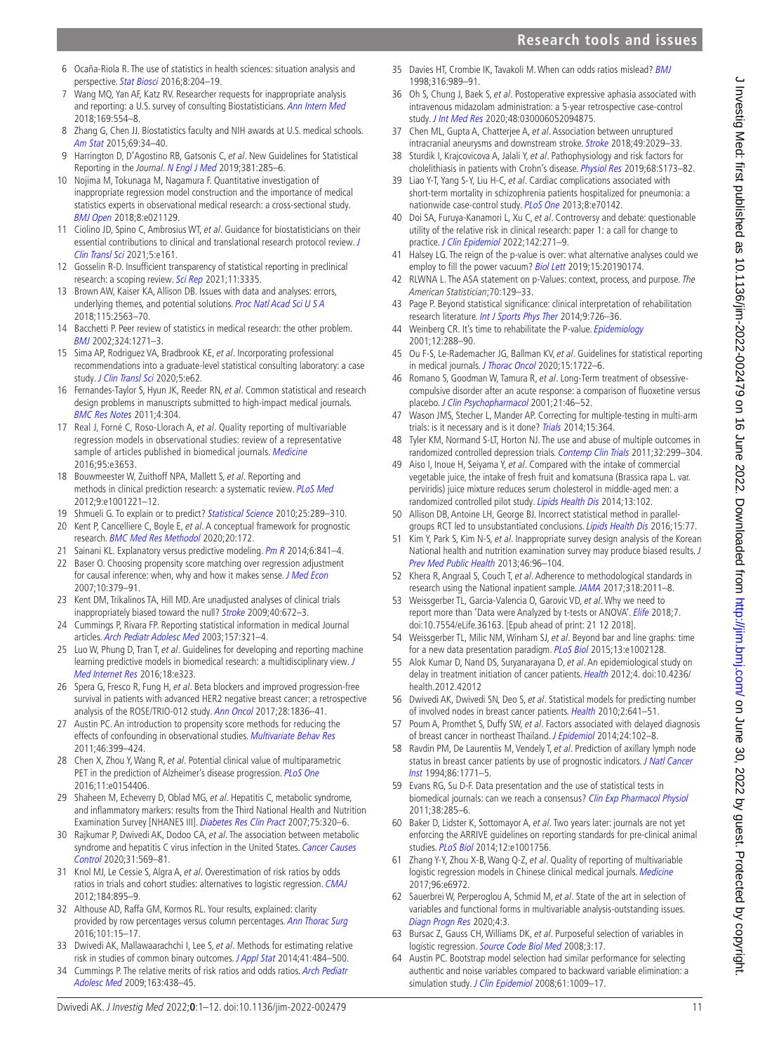6 Ocaña-Riola R. The use of statistics in health sciences: situation analysis and perspective. *Stat Biosci* 2016;8:204–19.
7 Wang MQ, Yan AF, Katz RV. Researcher requests for inappropriate analysis and reporting: a U.S. survey of consulting Biostatisticians. *Ann Intern Med* 2018;169:554–8.
8 Zhang G, Chen JJ. Biostatistics faculty and NIH awards at U.S. medical schools. *Am Stat* 2015;69:34–40.
9 Harrington D, D'Agostino RB, Gatsonis C, *et al*. New Guidelines for Statistical Reporting in the *Journal*. *N Engl J Med* 2019;381:285–6.
10 Nojima M, Tokunaga M, Nagamura F. Quantitative investigation of inappropriate regression model construction and the importance of medical statistics experts in observational medical research: a cross-sectional study. *BMJ Open* 2018;8:e021129.
11 Ciolino JD, Spino C, Ambrosius WT, *et al*. Guidance for biostatisticians on their essential contributions to clinical and translational research protocol review. *J Clin Transl Sci* 2021;5:e161.
12 Gosselin R-D. Insufficient transparency of statistical reporting in preclinical research: a scoping review. *Sci Rep* 2021;11:3335.
13 Brown AW, Kaiser KA, Allison DB. Issues with data and analyses: errors, underlying themes, and potential solutions. *Proc Natl Acad Sci U S A* 2018;115:2563–70.
14 Bacchetti P. Peer review of statistics in medical research: the other problem. *BMJ* 2002;324:1271–3.
15 Sima AP, Rodriguez VA, Bradbrook KE, *et al*. Incorporating professional recommendations into a graduate-level statistical consulting laboratory: a case study. *J Clin Transl Sci* 2020;5:e62.
16 Fernandes-Taylor S, Hyun JK, Reeder RN, *et al*. Common statistical and research design problems in manuscripts submitted to high-impact medical journals. *BMC Res Notes* 2011;4:304.
17 Real J, Forné C, Roso-Llorach A, *et al*. Quality reporting of multivariable regression models in observational studies: review of a representative sample of articles published in biomedical journals. *Medicine* 2016;95:e3653.
18 Bouwmeester W, Zuithoff NPA, Mallett S, *et al*. Reporting and methods in clinical prediction research: a systematic review. *PLoS Med* 2012;9:e1001221–12.
19 Shmueli G. To explain or to predict? *Statistical Science* 2010;25:289–310.
20 Kent P, Cancelliere C, Boyle E, *et al*. A conceptual framework for prognostic research. *BMC Med Res Methodol* 2020;20:172.
21 Sainani KL. Explanatory versus predictive modeling. *Pm R* 2014;6:841–4.
22 Baser O. Choosing propensity score matching over regression adjustment for causal inference: when, why and how it makes sense. *J Med Econ* 2007;10:379–91.
23 Kent DM, Trikalinos TA, Hill MD. Are unadjusted analyses of clinical trials inappropriately biased toward the null? *Stroke* 2009;40:672–3.
24 Cummings P, Rivara FP. Reporting statistical information in medical Journal articles. *Arch Pediatr Adolesc Med* 2003;157:321–4.
25 Luo W, Phung D, Tran T, *et al*. Guidelines for developing and reporting machine learning predictive models in biomedical research: a multidisciplinary view. *J Med Internet Res* 2016;18:e323.
26 Spera G, Fresco R, Fung H, *et al*. Beta blockers and improved progression-free survival in patients with advanced HER2 negative breast cancer: a retrospective analysis of the ROSE/TRIO-012 study. *Ann Oncol* 2017;28:1836–41.
27 Austin PC. An introduction to propensity score methods for reducing the effects of confounding in observational studies. *Multivariate Behav Res* 2011;46:399–424.
28 Chen X, Zhou Y, Wang R, *et al*. Potential clinical value of multiparametric PET in the prediction of Alzheimer's disease progression. *PLoS One* 2016;11:e0154406.
29 Shaheen M, Echeverry D, Oblad MG, *et al*. Hepatitis C, metabolic syndrome, and inflammatory markers: results from the Third National Health and Nutrition Examination Survey [NHANES III]. *Diabetes Res Clin Pract* 2007;75:320–6.
30 Rajkumar P, Dwivedi AK, Dodoo CA, *et al*. The association between metabolic syndrome and hepatitis C virus infection in the United States. *Cancer Causes Control* 2020;31:569–81.
31 Knol MJ, Le Cessie S, Algra A, *et al*. Overestimation of risk ratios by odds ratios in trials and cohort studies: alternatives to logistic regression. *CMAJ* 2012;184:895–9.
32 Althouse AD, Raffa GM, Kormos RL. Your results, explained: clarity provided by row percentages versus column percentages. *Ann Thorac Surg* 2016;101:15–17.
33 Dwivedi AK, Mallawaarachchi I, Lee S, *et al*. Methods for estimating relative risk in studies of common binary outcomes. *J Appl Stat* 2014;41:484–500.
34 Cummings P. The relative merits of risk ratios and odds ratios. *Arch Pediatr Adolesc Med* 2009;163:438–45.
35 Davies HT, Crombie IK, Tavakoli M. When can odds ratios mislead? *BMJ* 1998;316:989–91.
36 Oh S, Chung J, Baek S, *et al*. Postoperative expressive aphasia associated with intravenous midazolam administration: a 5-year retrospective case-control study. *J Int Med Res* 2020;48:030006052094875.
37 Chen ML, Gupta A, Chatterjee A, *et al*. Association between unruptured intracranial aneurysms and downstream stroke. *Stroke* 2018;49:2029–33.
38 Sturdik I, Krajcovicova A, Jalali Y, *et al*. Pathophysiology and risk factors for cholelithiasis in patients with Crohn's disease. *Physiol Res* 2019;68:S173–82.
39 Liao Y-T, Yang S-Y, Liu H-C, *et al*. Cardiac complications associated with short-term mortality in schizophrenia patients hospitalized for pneumonia: a nationwide case-control study. *PLoS One* 2013;8:e70142.
40 Doi SA, Furuya-Kanamori L, Xu C, *et al*. Controversy and debate: questionable utility of the relative risk in clinical research: paper 1: a call for change to practice. *J Clin Epidemiol* 2022;142:271–9.
41 Halsey LG. The reign of the p-value is over: what alternative analyses could we employ to fill the power vacuum? *Biol Lett* 2019;15:20190174.
42 RLWNA L. The ASA statement on p-Values: context, process, and purpose. *The American Statistician*;70:129–33.
43 Page P. Beyond statistical significance: clinical interpretation of rehabilitation research literature. *Int J Sports Phys Ther* 2014;9:726–36.
44 Weinberg CR. It's time to rehabilitate the P-value. *Epidemiology* 2001;12:288–90.
45 Ou F-S, Le-Rademacher JG, Ballman KV, *et al*. Guidelines for statistical reporting in medical journals. *J Thorac Oncol* 2020;15:1722–6.
46 Romano S, Goodman W, Tamura R, *et al*. Long-Term treatment of obsessive-compulsive disorder after an acute response: a comparison of fluoxetine versus placebo. *J Clin Psychopharmacol* 2001;21:46–52.
47 Wason JMS, Stecher L, Mander AP. Correcting for multiple-testing in multi-arm trials: is it necessary and is it done? *Trials* 2014;15:364.
48 Tyler KM, Normand S-LT, Horton NJ. The use and abuse of multiple outcomes in randomized controlled depression trials. *Contemp Clin Trials* 2011;32:299–304.
49 Aiso I, Inoue H, Seiyama Y, *et al*. Compared with the intake of commercial vegetable juice, the intake of fresh fruit and komatsuna (Brassica rapa L. var. perviridis) juice mixture reduces serum cholesterol in middle-aged men: a randomized controlled pilot study. *Lipids Health Dis* 2014;13:102.
50 Allison DB, Antoine LH, George BJ. Incorrect statistical method in parallel-groups RCT led to unsubstantiated conclusions. *Lipids Health Dis* 2016;15:77.
51 Kim Y, Park S, Kim N-S, *et al*. Inappropriate survey design analysis of the Korean National health and nutrition examination survey may produce biased results. *J Prev Med Public Health* 2013;46:96–104.
52 Khera R, Angraal S, Couch T, *et al*. Adherence to methodological standards in research using the National inpatient sample. *JAMA* 2017;318:2011–8.
53 Weissgerber TL, Garcia-Valencia O, Garovic VD, *et al*. Why we need to report more than 'Data were Analyzed by t-tests or ANOVA'. *Elife* 2018;7. doi:10.7554/eLife.36163. [Epub ahead of print: 21 12 2018].
54 Weissgerber TL, Milic NM, Winham SJ, *et al*. Beyond bar and line graphs: time for a new data presentation paradigm. *PLoS Biol* 2015;13:e1002128.
55 Alok Kumar D, Nand DS, Suryanarayana D, *et al*. An epidemiological study on delay in treatment initiation of cancer patients. *Health* 2012;4. doi:10.4236/health.2012.42012
56 Dwivedi AK, Dwivedi SN, Deo S, *et al*. Statistical models for predicting number of involved nodes in breast cancer patients. *Health* 2010;2:641–51.
57 Poum A, Promthet S, Duffy SW, *et al*. Factors associated with delayed diagnosis of breast cancer in northeast Thailand. *J Epidemiol* 2014;24:102–8.
58 Ravdin PM, De Laurentiis M, Vendely T, *et al*. Prediction of axillary lymph node status in breast cancer patients by use of prognostic indicators. *J Natl Cancer Inst* 1994;86:1771–5.
59 Evans RG, Su D-F. Data presentation and the use of statistical tests in biomedical journals: can we reach a consensus? *Clin Exp Pharmacol Physiol* 2011;38:285–6.
60 Baker D, Lidster K, Sottomayor A, *et al*. Two years later: journals are not yet enforcing the ARRIVE guidelines on reporting standards for pre-clinical animal studies. *PLoS Biol* 2014;12:e1001756.
61 Zhang Y-Y, Zhou X-B, Wang Q-Z, *et al*. Quality of reporting of multivariable logistic regression models in Chinese clinical medical journals. *Medicine* 2017;96:e6972.
62 Sauerbrei W, Perperoglou A, Schmid M, *et al*. State of the art in selection of variables and functional forms in multivariable analysis-outstanding issues. *Diagn Progn Res* 2020;4:3.
63 Bursac Z, Gauss CH, Williams DK, *et al*. Purposeful selection of variables in logistic regression. *Source Code Biol Med* 2008;3:17.
64 Austin PC. Bootstrap model selection had similar performance for selecting authentic and noise variables compared to backward variable elimination: a simulation study. *J Clin Epidemiol* 2008;61:1009–17.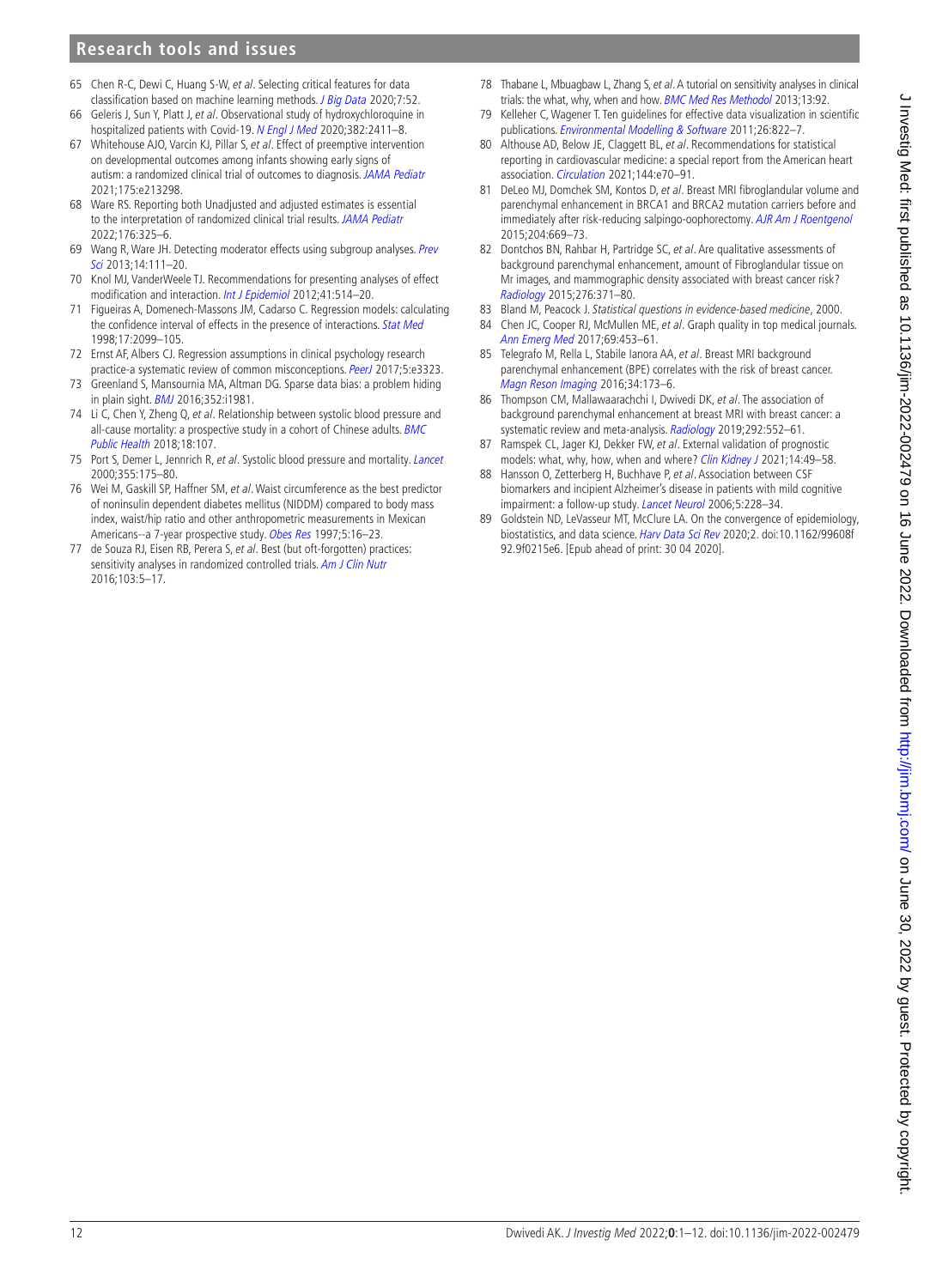65 Chen R-C, Dewi C, Huang S-W, *et al*. Selecting critical features for data classification based on machine learning methods. *J Big Data* 2020;7:52.

66 Geleris J, Sun Y, Platt J, *et al*. Observational study of hydroxychloroquine in hospitalized patients with Covid-19. *N Engl J Med* 2020;382:2411–8.

67 Whitehouse AJO, Varcin KJ, Pillar S, *et al*. Effect of preemptive intervention on developmental outcomes among infants showing early signs of autism: a randomized clinical trial of outcomes to diagnosis. *JAMA Pediatr* 2021;175:e213298.

68 Ware RS. Reporting both Unadjusted and adjusted estimates is essential to the interpretation of randomized clinical trial results. *JAMA Pediatr* 2022;176:325–6.

69 Wang R, Ware JH. Detecting moderator effects using subgroup analyses. *Prev Sci* 2013;14:111–20.

70 Knol MJ, VanderWeele TJ. Recommendations for presenting analyses of effect modification and interaction. *Int J Epidemiol* 2012;41:514–20.

71 Figueiras A, Domenech-Massons JM, Cadarso C. Regression models: calculating the confidence interval of effects in the presence of interactions. *Stat Med* 1998;17:2099–105.

72 Ernst AF, Albers CJ. Regression assumptions in clinical psychology research practice-a systematic review of common misconceptions. *PeerJ* 2017;5:e3323.

73 Greenland S, Mansournia MA, Altman DG. Sparse data bias: a problem hiding in plain sight. *BMJ* 2016;352:i1981.

74 Li C, Chen Y, Zheng Q, *et al*. Relationship between systolic blood pressure and all-cause mortality: a prospective study in a cohort of Chinese adults. *BMC Public Health* 2018;18:107.

75 Port S, Demer L, Jennrich R, *et al*. Systolic blood pressure and mortality. *Lancet* 2000;355:175–80.

76 Wei M, Gaskill SP, Haffner SM, *et al*. Waist circumference as the best predictor of noninsulin dependent diabetes mellitus (NIDDM) compared to body mass index, waist/hip ratio and other anthropometric measurements in Mexican Americans--a 7-year prospective study. *Obes Res* 1997;5:16–23.

77 de Souza RJ, Eisen RB, Perera S, *et al*. Best (but oft-forgotten) practices: sensitivity analyses in randomized controlled trials. *Am J Clin Nutr* 2016;103:5–17.

78 Thabane L, Mbuagbaw L, Zhang S, *et al*. A tutorial on sensitivity analyses in clinical trials: the what, why, when and how. *BMC Med Res Methodol* 2013;13:92.

79 Kelleher C, Wagener T. Ten guidelines for effective data visualization in scientific publications. *Environmental Modelling & Software* 2011;26:822–7.

80 Althouse AD, Below JE, Claggett BL, *et al*. Recommendations for statistical reporting in cardiovascular medicine: a special report from the American heart association. *Circulation* 2021;144:e70–91.

81 DeLeo MJ, Domchek SM, Kontos D, *et al*. Breast MRI fibroglandular volume and parenchymal enhancement in BRCA1 and BRCA2 mutation carriers before and immediately after risk-reducing salpingo-oophorectomy. *AJR Am J Roentgenol* 2015;204:669–73.

82 Dontchos BN, Rahbar H, Partridge SC, *et al*. Are qualitative assessments of background parenchymal enhancement, amount of Fibroglandular tissue on Mr images, and mammographic density associated with breast cancer risk? *Radiology* 2015;276:371–80.

83 Bland M, Peacock J. *Statistical questions in evidence-based medicine*, 2000.

84 Chen JC, Cooper RJ, McMullen ME, *et al*. Graph quality in top medical journals. *Ann Emerg Med* 2017;69:453–61.

85 Telegrafo M, Rella L, Stabile Ianora AA, *et al*. Breast MRI background parenchymal enhancement (BPE) correlates with the risk of breast cancer. *Magn Reson Imaging* 2016;34:173–6.

86 Thompson CM, Mallawaarachchi I, Dwivedi DK, *et al*. The association of background parenchymal enhancement at breast MRI with breast cancer: a systematic review and meta-analysis. *Radiology* 2019;292:552–61.

87 Ramspek CL, Jager KJ, Dekker FW, *et al*. External validation of prognostic models: what, why, how, when and where? *Clin Kidney J* 2021;14:49–58.

88 Hansson O, Zetterberg H, Buchhave P, *et al*. Association between CSF biomarkers and incipient Alzheimer's disease in patients with mild cognitive impairment: a follow-up study. *Lancet Neurol* 2006;5:228–34.

89 Goldstein ND, LeVasseur MT, McClure LA. On the convergence of epidemiology, biostatistics, and data science. *Harv Data Sci Rev* 2020;2. doi:10.1162/99608f92.9f0215e6. [Epub ahead of print: 30 04 2020].